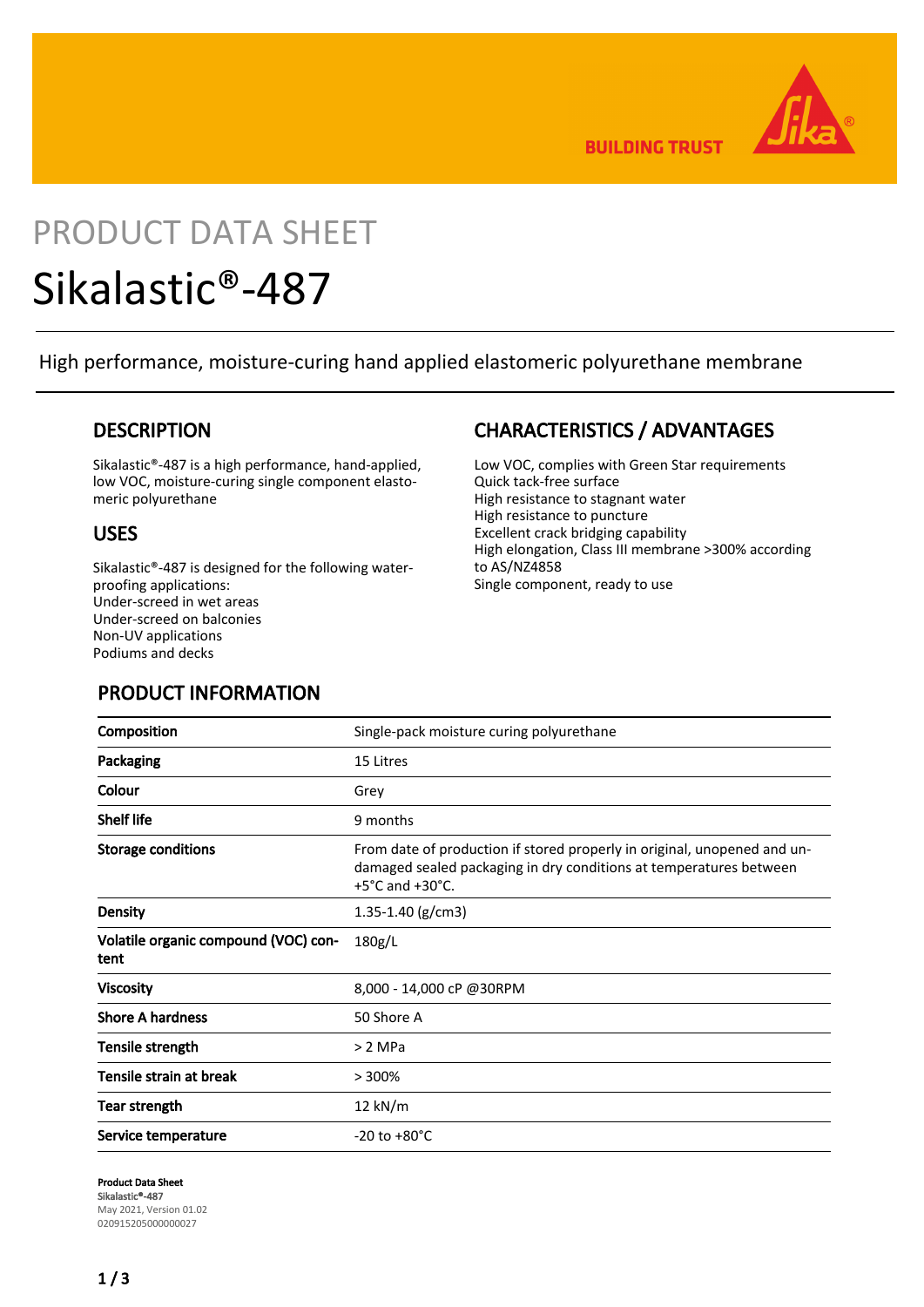BUILDING TRUST

PRODUCT DATA SHEET

# Sikalastic®-487

High performance, moisture-curing hand applied elastomeric polyurethane membrane

## DESCRIPTION

Sikalastic®-487 is a high performance, hand-applied, low VOC, moisture-curing single component elastomeric polyurethane

## USES

Sikalastic®-487 is designed for the following waterproofing applications:
Under-screed in wet areas
Under-screed on balconies
Non-UV applications
Podiums and decks

## CHARACTERISTICS / ADVANTAGES

Low VOC, complies with Green Star requirements
Quick tack-free surface
High resistance to stagnant water
High resistance to puncture
Excellent crack bridging capability
High elongation, Class III membrane >300% according to AS/NZ4858
Single component, ready to use

## PRODUCT INFORMATION

| | |
|---|---|
| **Composition** | Single-pack moisture curing polyurethane |
| **Packaging** | 15 Litres |
| **Colour** | Grey |
| **Shelf life** | 9 months |
| **Storage conditions** | From date of production if stored properly in original, unopened and undamaged sealed packaging in dry conditions at temperatures between +5°C and +30°C. |
| **Density** | 1.35-1.40 (g/cm3) |
| **Volatile organic compound (VOC) content** | 180g/L |
| **Viscosity** | 8,000 - 14,000 cP @30RPM |
| **Shore A hardness** | 50 Shore A |
| **Tensile strength** | > 2 MPa |
| **Tensile strain at break** | > 300% |
| **Tear strength** | 12 kN/m |
| **Service temperature** | -20 to +80°C |

**Product Data Sheet**
**Sikalastic®-487**
May 2021, Version 01.02
020915205000000027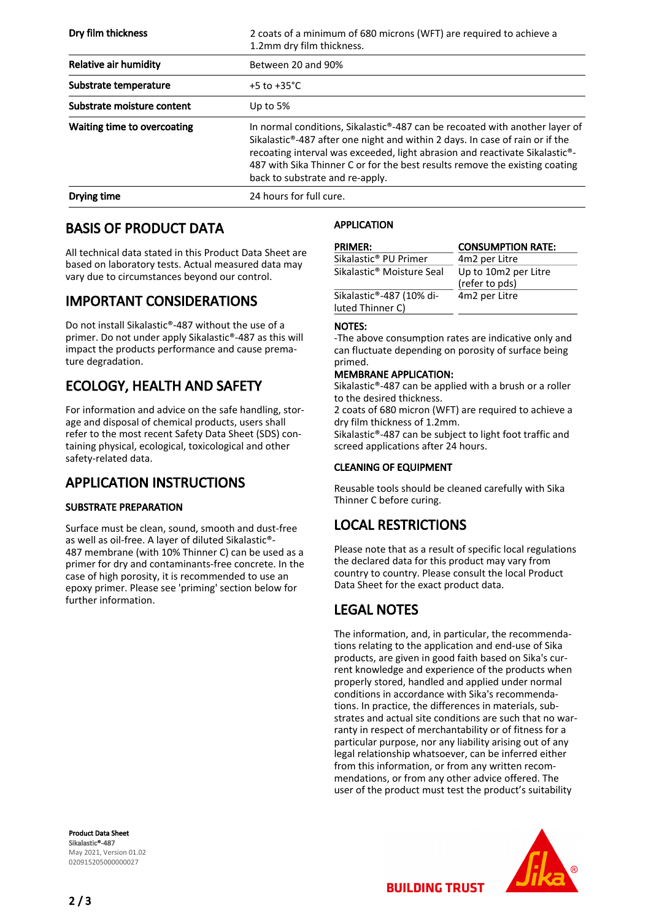| | |
|---|---|
| **Dry film thickness** | 2 coats of a minimum of 680 microns (WFT) are required to achieve a 1.2mm dry film thickness. |
| **Relative air humidity** | Between 20 and 90% |
| **Substrate temperature** | +5 to +35°C |
| **Substrate moisture content** | Up to 5% |
| **Waiting time to overcoating** | In normal conditions, Sikalastic®-487 can be recoated with another layer of Sikalastic®-487 after one night and within 2 days. In case of rain or if the recoating interval was exceeded, light abrasion and reactivate Sikalastic®-487 with Sika Thinner C or for the best results remove the existing coating back to substrate and re-apply. |
| **Drying time** | 24 hours for full cure. |

## BASIS OF PRODUCT DATA

All technical data stated in this Product Data Sheet are based on laboratory tests. Actual measured data may vary due to circumstances beyond our control.

## IMPORTANT CONSIDERATIONS

Do not install Sikalastic®-487 without the use of a primer. Do not under apply Sikalastic®-487 as this will impact the products performance and cause premature degradation.

## ECOLOGY, HEALTH AND SAFETY

For information and advice on the safe handling, storage and disposal of chemical products, users shall refer to the most recent Safety Data Sheet (SDS) containing physical, ecological, toxicological and other safety-related data.

## APPLICATION INSTRUCTIONS

### SUBSTRATE PREPARATION

Surface must be clean, sound, smooth and dust-free as well as oil-free. A layer of diluted Sikalastic®-487 membrane (with 10% Thinner C) can be used as a primer for dry and contaminants-free concrete. In the case of high porosity, it is recommended to use an epoxy primer. Please see 'priming' section below for further information.

### APPLICATION

| PRIMER: | CONSUMPTION RATE: |
|---|---|
| Sikalastic® PU Primer | 4m2 per Litre |
| Sikalastic® Moisture Seal | Up to 10m2 per Litre (refer to pds) |
| Sikalastic®-487 (10% diluted Thinner C) | 4m2 per Litre |

**NOTES:**

-The above consumption rates are indicative only and can fluctuate depending on porosity of surface being primed.

**MEMBRANE APPLICATION:**

Sikalastic®-487 can be applied with a brush or a roller to the desired thickness.

2 coats of 680 micron (WFT) are required to achieve a dry film thickness of 1.2mm.

Sikalastic®-487 can be subject to light foot traffic and screed applications after 24 hours.

### CLEANING OF EQUIPMENT

Reusable tools should be cleaned carefully with Sika Thinner C before curing.

## LOCAL RESTRICTIONS

Please note that as a result of specific local regulations the declared data for this product may vary from country to country. Please consult the local Product Data Sheet for the exact product data.

## LEGAL NOTES

The information, and, in particular, the recommendations relating to the application and end-use of Sika products, are given in good faith based on Sika's current knowledge and experience of the products when properly stored, handled and applied under normal conditions in accordance with Sika's recommendations. In practice, the differences in materials, substrates and actual site conditions are such that no warranty in respect of merchantability or of fitness for a particular purpose, nor any liability arising out of any legal relationship whatsoever, can be inferred either from this information, or from any written recommendations, or from any other advice offered. The user of the product must test the product's suitability

**Product Data Sheet**
**Sikalastic®-487**
May 2021, Version 01.02
020915205000000027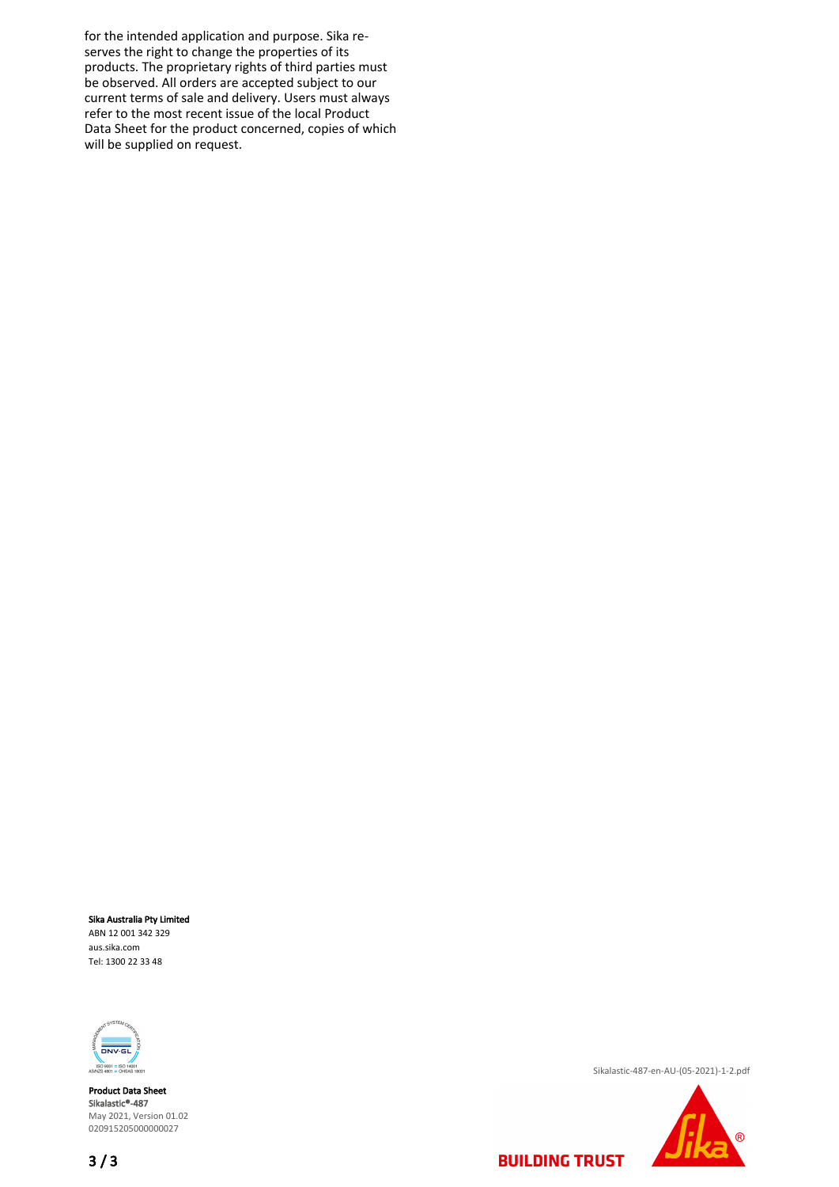for the intended application and purpose. Sika reserves the right to change the properties of its products. The proprietary rights of third parties must be observed. All orders are accepted subject to our current terms of sale and delivery. Users must always refer to the most recent issue of the local Product Data Sheet for the product concerned, copies of which will be supplied on request.

**Sika Australia Pty Limited**
ABN 12 001 342 329
aus.sika.com
Tel: 1300 22 33 48

Sikalastic-487-en-AU-(05-2021)-1-2.pdf

**Product Data Sheet**
**Sikalastic®-487**
May 2021, Version 01.02
020915205000000027

**BUILDING TRUST**